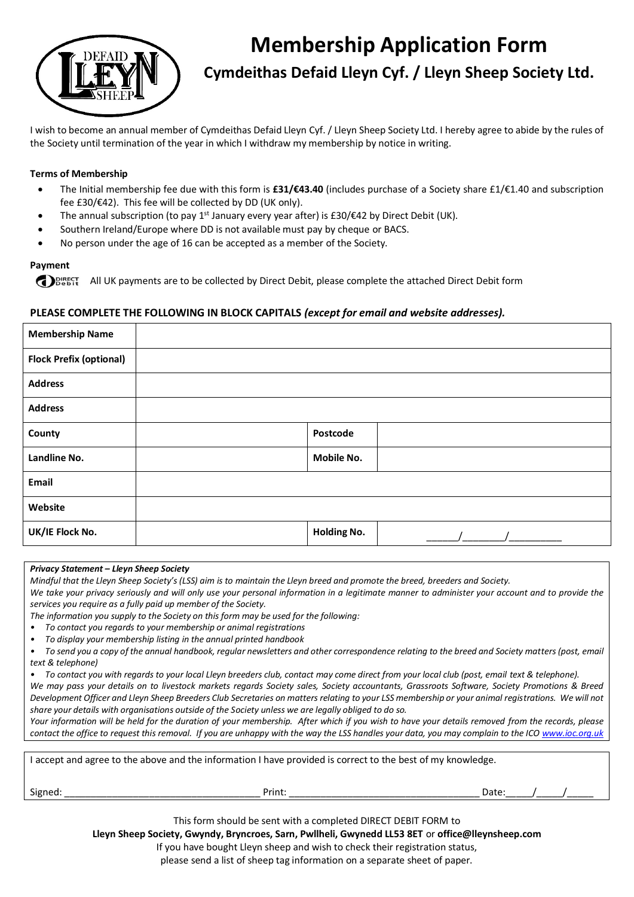# Membership Application Form

## Cymdeithas Defaid Lleyn Cyf. / Lleyn Sheep Society Ltd.

I wish to become an annual member of Cymdeithas Defaid Lleyn Cyf. / Lleyn Sheep Society Ltd. I hereby agree to abide by the rules of the Society until termination of the year in which I withdraw my membership by notice in writing.

**Terms of Membership**

- The Initial membership fee due with this form is **£31/€43.40** (includes purchase of a Society share £1/€1.40 and subscription fee £30/€42). This fee will be collected by DD (UK only).
- The annual subscription (to pay 1st January every year after) is £30/€42 by Direct Debit (UK).
- Southern Ireland/Europe where DD is not available must pay by cheque or BACS.
- No person under the age of 16 can be accepted as a member of the Society.

**Payment**

DIRECT Debit All UK payments are to be collected by Direct Debit, please complete the attached Direct Debit form

**PLEASE COMPLETE THE FOLLOWING IN BLOCK CAPITALS *(except for email and website addresses).***

| | | | |
|---|---|---|---|
| **Membership Name** | | | |
| **Flock Prefix (optional)** | | | |
| **Address** | | | |
| **Address** | | | |
| **County** | | **Postcode** | |
| **Landline No.** | | **Mobile No.** | |
| **Email** | | | |
| **Website** | | | |
| **UK/IE Flock No.** | | **Holding No.** | ______/________/__________ |

***Privacy Statement – Lleyn Sheep Society***

*Mindful that the Lleyn Sheep Society's (LSS) aim is to maintain the Lleyn breed and promote the breed, breeders and Society.*

*We take your privacy seriously and will only use your personal information in a legitimate manner to administer your account and to provide the services you require as a fully paid up member of the Society.*

*The information you supply to the Society on this form may be used for the following:*

- *To contact you regards to your membership or animal registrations*
- *To display your membership listing in the annual printed handbook*
- *To send you a copy of the annual handbook, regular newsletters and other correspondence relating to the breed and Society matters (post, email text & telephone)*
- *To contact you with regards to your local Lleyn breeders club, contact may come direct from your local club (post, email text & telephone).*

*We may pass your details on to livestock markets regards Society sales, Society accountants, Grassroots Software, Society Promotions & Breed Development Officer and Lleyn Sheep Breeders Club Secretaries on matters relating to your LSS membership or your animal registrations. We will not share your details with organisations outside of the Society unless we are legally obliged to do so.*

*Your information will be held for the duration of your membership. After which if you wish to have your details removed from the records, please contact the office to request this removal. If you are unhappy with the way the LSS handles your data, you may complain to the ICO [www.ioc.org.uk](www.ioc.org.uk)*

I accept and agree to the above and the information I have provided is correct to the best of my knowledge.

Signed: ____________________________________ Print: ___________________________________ Date:____/_____/_____

This form should be sent with a completed DIRECT DEBIT FORM to

**Lleyn Sheep Society, Gwyndy, Bryncroes, Sarn, Pwllheli, Gwynedd LL53 8ET** or **office@lleynsheep.com**

If you have bought Lleyn sheep and wish to check their registration status,

please send a list of sheep tag information on a separate sheet of paper.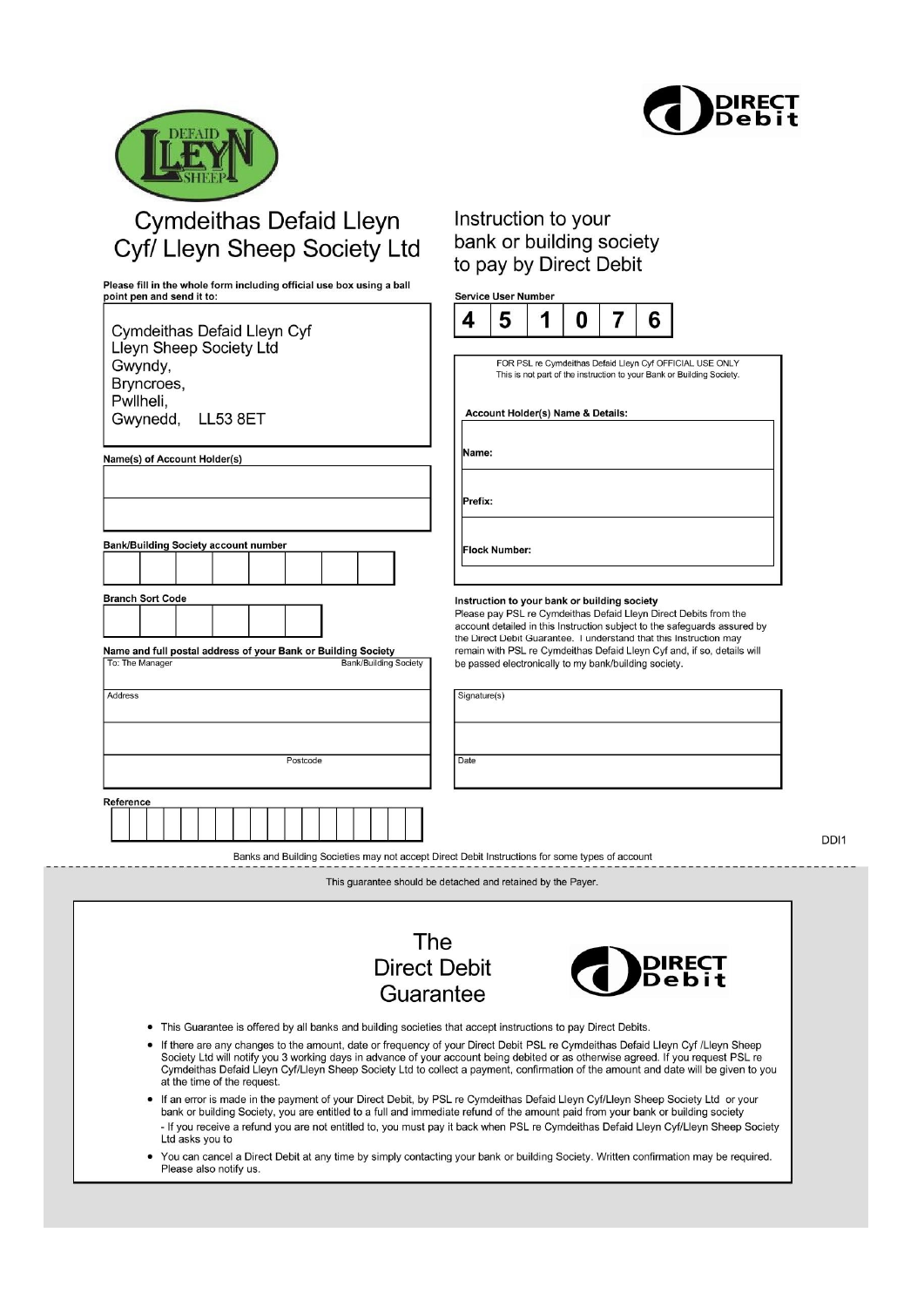# Cymdeithas Defaid Lleyn Cyf/ Lleyn Sheep Society Ltd

## Instruction to your bank or building society to pay by Direct Debit

**Please fill in the whole form including official use box using a ball point pen and send it to:**

Cymdeithas Defaid Lleyn Cyf
Lleyn Sheep Society Ltd
Gwyndy,
Bryncroes,
Pwllheli,
Gwynedd, LL53 8ET

**Service User Number**

| | | | | | |
|---|---|---|---|---|---|
| 4 | 5 | 1 | 0 | 7 | 6 |

FOR PSL re Cymdeithas Defaid Lleyn Cyf OFFICIAL USE ONLY
This is not part of the instruction to your Bank or Building Society.

**Account Holder(s) Name & Details:**

**Name:**

**Prefix:**

**Flock Number:**

**Name(s) of Account Holder(s)**

**Bank/Building Society account number**

**Branch Sort Code**

**Name and full postal address of your Bank or Building Society**

To: The Manager — Bank/Building Society

Address

Postcode

**Reference**

**Instruction to your bank or building society**

Please pay PSL re Cymdeithas Defaid Lleyn Direct Debits from the account detailed in this Instruction subject to the safeguards assured by the Direct Debit Guarantee. I understand that this Instruction may remain with PSL re Cymdeithas Defaid Lleyn Cyf and, if so, details will be passed electronically to my bank/building society.

Signature(s)

Date

DDI1

Banks and Building Societies may not accept Direct Debit Instructions for some types of account

This guarantee should be detached and retained by the Payer.

## The Direct Debit Guarantee

- This Guarantee is offered by all banks and building societies that accept instructions to pay Direct Debits.
- If there are any changes to the amount, date or frequency of your Direct Debit PSL re Cymdeithas Defaid Lleyn Cyf /Lleyn Sheep Society Ltd will notify you 3 working days in advance of your account being debited or as otherwise agreed. If you request PSL re Cymdeithas Defaid Lleyn Cyf/Lleyn Sheep Society Ltd to collect a payment, confirmation of the amount and date will be given to you at the time of the request.
- If an error is made in the payment of your Direct Debit, by PSL re Cymdeithas Defaid Lleyn Cyf/Lleyn Sheep Society Ltd or your bank or building Society, you are entitled to a full and immediate refund of the amount paid from your bank or building society
  - If you receive a refund you are not entitled to, you must pay it back when PSL re Cymdeithas Defaid Lleyn Cyf/Lleyn Sheep Society Ltd asks you to
- You can cancel a Direct Debit at any time by simply contacting your bank or building Society. Written confirmation may be required. Please also notify us.